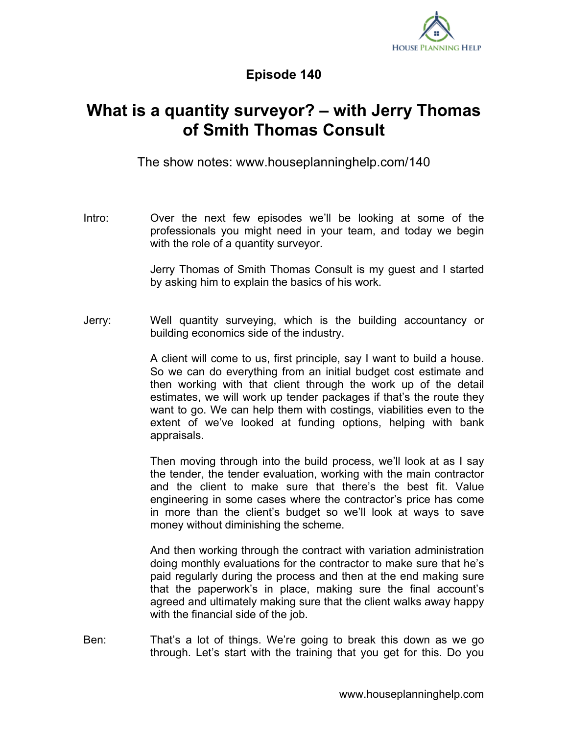**Episode 140**

# What is a quantity surveyor? – with Jerry Thomas of Smith Thomas Consult

The show notes: www.houseplanninghelp.com/140

Intro: Over the next few episodes we'll be looking at some of the professionals you might need in your team, and today we begin with the role of a quantity surveyor.

Jerry Thomas of Smith Thomas Consult is my guest and I started by asking him to explain the basics of his work.

Jerry: Well quantity surveying, which is the building accountancy or building economics side of the industry.

A client will come to us, first principle, say I want to build a house. So we can do everything from an initial budget cost estimate and then working with that client through the work up of the detail estimates, we will work up tender packages if that's the route they want to go. We can help them with costings, viabilities even to the extent of we've looked at funding options, helping with bank appraisals.

Then moving through into the build process, we'll look at as I say the tender, the tender evaluation, working with the main contractor and the client to make sure that there's the best fit. Value engineering in some cases where the contractor's price has come in more than the client's budget so we'll look at ways to save money without diminishing the scheme.

And then working through the contract with variation administration doing monthly evaluations for the contractor to make sure that he's paid regularly during the process and then at the end making sure that the paperwork's in place, making sure the final account's agreed and ultimately making sure that the client walks away happy with the financial side of the job.

Ben: That's a lot of things. We're going to break this down as we go through. Let's start with the training that you get for this. Do you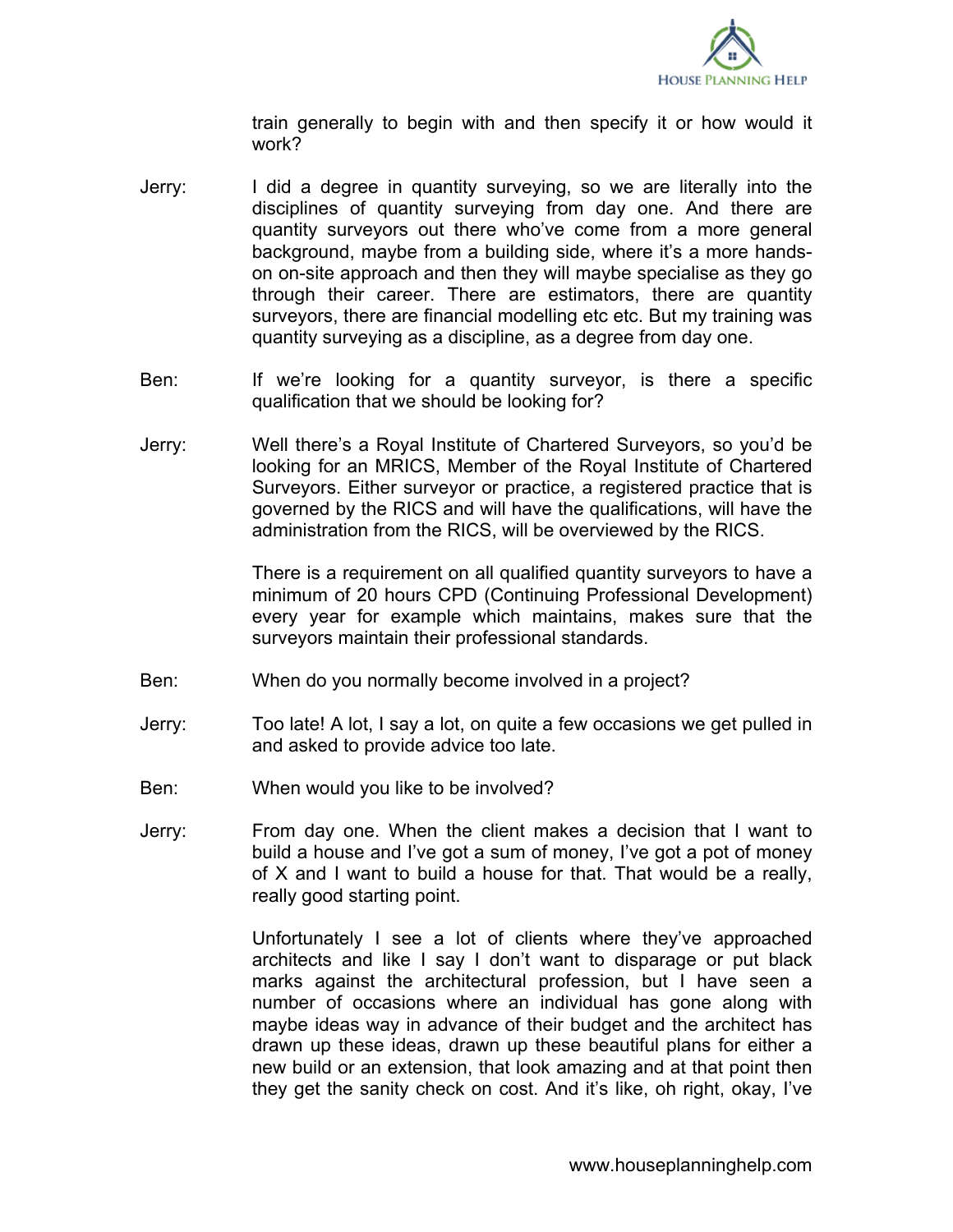train generally to begin with and then specify it or how would it work?

**Jerry:** I did a degree in quantity surveying, so we are literally into the disciplines of quantity surveying from day one. And there are quantity surveyors out there who've come from a more general background, maybe from a building side, where it's a more hands-on on-site approach and then they will maybe specialise as they go through their career. There are estimators, there are quantity surveyors, there are financial modelling etc etc. But my training was quantity surveying as a discipline, as a degree from day one.

**Ben:** If we're looking for a quantity surveyor, is there a specific qualification that we should be looking for?

**Jerry:** Well there's a Royal Institute of Chartered Surveyors, so you'd be looking for an MRICS, Member of the Royal Institute of Chartered Surveyors. Either surveyor or practice, a registered practice that is governed by the RICS and will have the qualifications, will have the administration from the RICS, will be overviewed by the RICS.

There is a requirement on all qualified quantity surveyors to have a minimum of 20 hours CPD (Continuing Professional Development) every year for example which maintains, makes sure that the surveyors maintain their professional standards.

**Ben:** When do you normally become involved in a project?

**Jerry:** Too late! A lot, I say a lot, on quite a few occasions we get pulled in and asked to provide advice too late.

**Ben:** When would you like to be involved?

**Jerry:** From day one. When the client makes a decision that I want to build a house and I've got a sum of money, I've got a pot of money of X and I want to build a house for that. That would be a really, really good starting point.

Unfortunately I see a lot of clients where they've approached architects and like I say I don't want to disparage or put black marks against the architectural profession, but I have seen a number of occasions where an individual has gone along with maybe ideas way in advance of their budget and the architect has drawn up these ideas, drawn up these beautiful plans for either a new build or an extension, that look amazing and at that point then they get the sanity check on cost. And it's like, oh right, okay, I've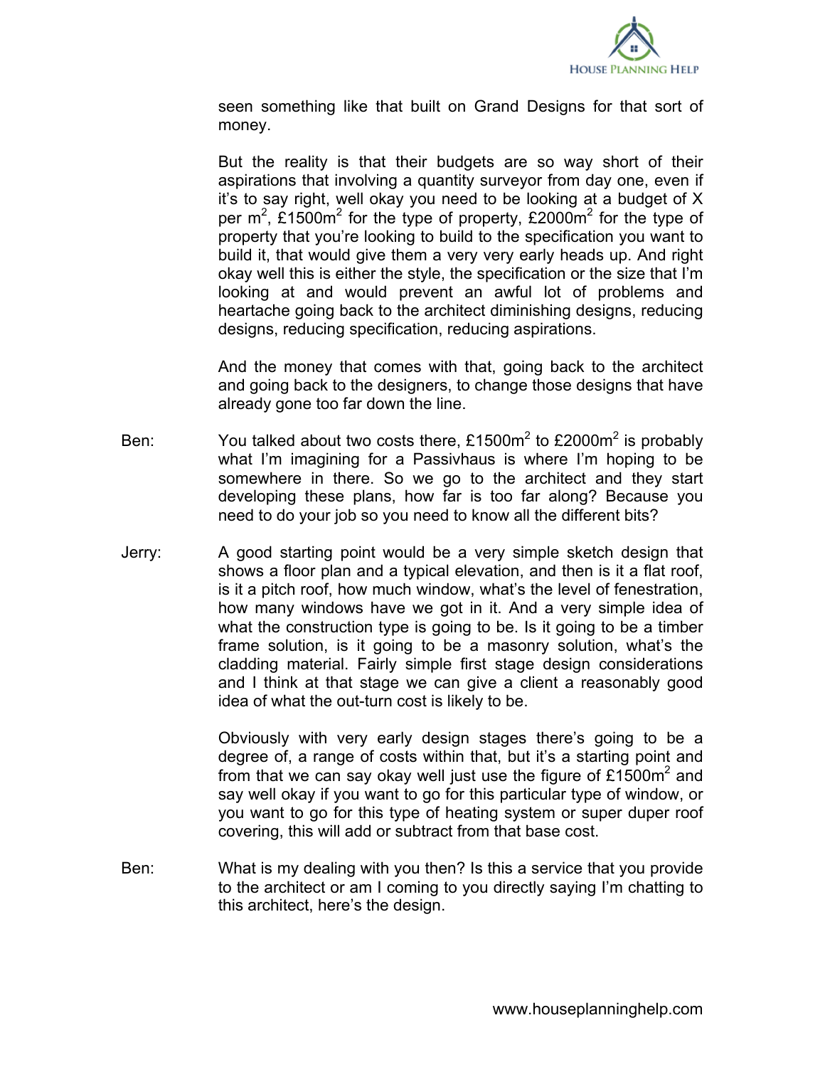seen something like that built on Grand Designs for that sort of money.

But the reality is that their budgets are so way short of their aspirations that involving a quantity surveyor from day one, even if it's to say right, well okay you need to be looking at a budget of X per $m^2$, £1500$m^2$ for the type of property, £2000$m^2$ for the type of property that you're looking to build to the specification you want to build it, that would give them a very very early heads up. And right okay well this is either the style, the specification or the size that I'm looking at and would prevent an awful lot of problems and heartache going back to the architect diminishing designs, reducing designs, reducing specification, reducing aspirations.

And the money that comes with that, going back to the architect and going back to the designers, to change those designs that have already gone too far down the line.

Ben: You talked about two costs there, £1500$m^2$ to £2000$m^2$ is probably what I'm imagining for a Passivhaus is where I'm hoping to be somewhere in there. So we go to the architect and they start developing these plans, how far is too far along? Because you need to do your job so you need to know all the different bits?

Jerry: A good starting point would be a very simple sketch design that shows a floor plan and a typical elevation, and then is it a flat roof, is it a pitch roof, how much window, what's the level of fenestration, how many windows have we got in it. And a very simple idea of what the construction type is going to be. Is it going to be a timber frame solution, is it going to be a masonry solution, what's the cladding material. Fairly simple first stage design considerations and I think at that stage we can give a client a reasonably good idea of what the out-turn cost is likely to be.

Obviously with very early design stages there's going to be a degree of, a range of costs within that, but it's a starting point and from that we can say okay well just use the figure of £1500$m^2$ and say well okay if you want to go for this particular type of window, or you want to go for this type of heating system or super duper roof covering, this will add or subtract from that base cost.

Ben: What is my dealing with you then? Is this a service that you provide to the architect or am I coming to you directly saying I'm chatting to this architect, here's the design.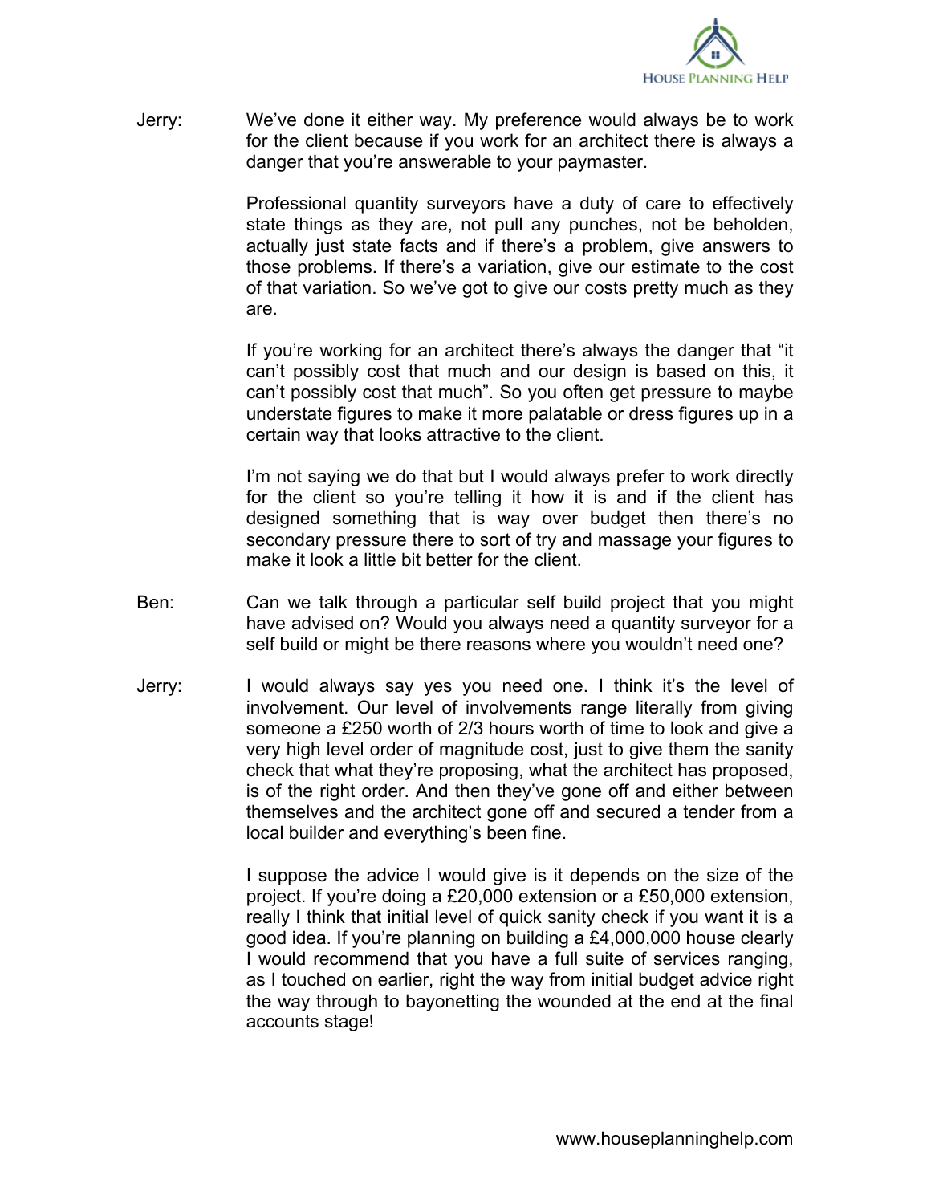Jerry: We've done it either way. My preference would always be to work for the client because if you work for an architect there is always a danger that you're answerable to your paymaster.

Professional quantity surveyors have a duty of care to effectively state things as they are, not pull any punches, not be beholden, actually just state facts and if there's a problem, give answers to those problems. If there's a variation, give our estimate to the cost of that variation. So we've got to give our costs pretty much as they are.

If you're working for an architect there's always the danger that "it can't possibly cost that much and our design is based on this, it can't possibly cost that much". So you often get pressure to maybe understate figures to make it more palatable or dress figures up in a certain way that looks attractive to the client.

I'm not saying we do that but I would always prefer to work directly for the client so you're telling it how it is and if the client has designed something that is way over budget then there's no secondary pressure there to sort of try and massage your figures to make it look a little bit better for the client.

Ben: Can we talk through a particular self build project that you might have advised on? Would you always need a quantity surveyor for a self build or might be there reasons where you wouldn't need one?

Jerry: I would always say yes you need one. I think it's the level of involvement. Our level of involvements range literally from giving someone a £250 worth of 2/3 hours worth of time to look and give a very high level order of magnitude cost, just to give them the sanity check that what they're proposing, what the architect has proposed, is of the right order. And then they've gone off and either between themselves and the architect gone off and secured a tender from a local builder and everything's been fine.

I suppose the advice I would give is it depends on the size of the project. If you're doing a £20,000 extension or a £50,000 extension, really I think that initial level of quick sanity check if you want it is a good idea. If you're planning on building a £4,000,000 house clearly I would recommend that you have a full suite of services ranging, as I touched on earlier, right the way from initial budget advice right the way through to bayonetting the wounded at the end at the final accounts stage!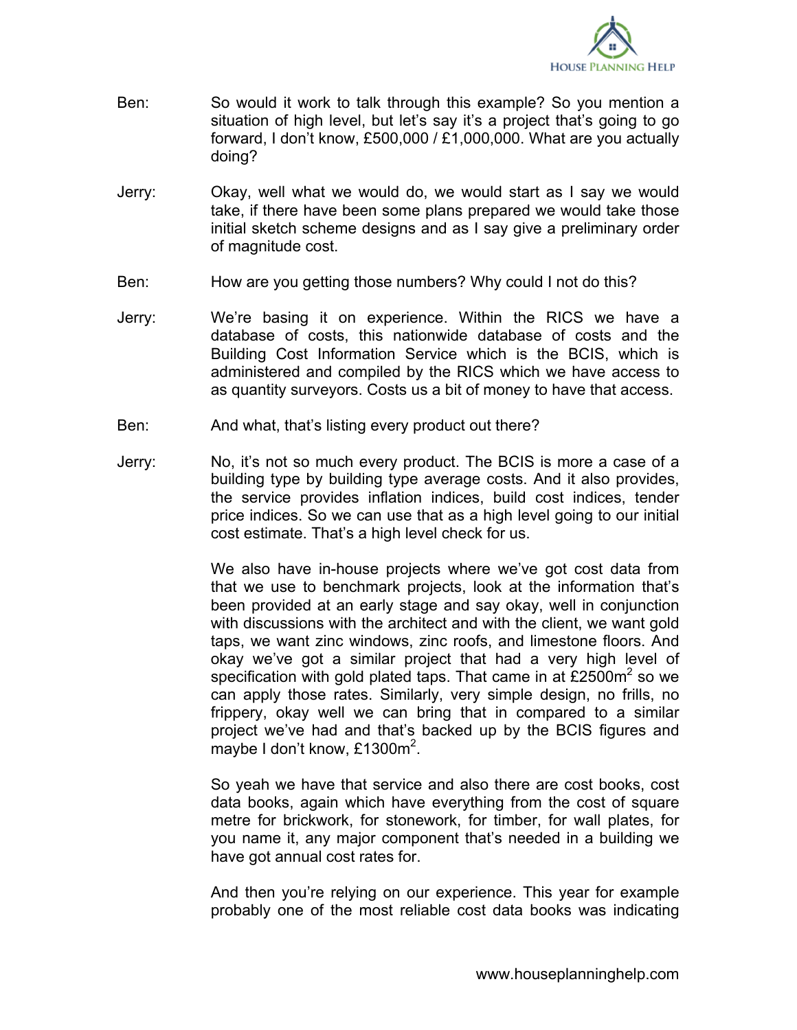Ben: So would it work to talk through this example? So you mention a situation of high level, but let's say it's a project that's going to go forward, I don't know, £500,000 / £1,000,000. What are you actually doing?

Jerry: Okay, well what we would do, we would start as I say we would take, if there have been some plans prepared we would take those initial sketch scheme designs and as I say give a preliminary order of magnitude cost.

Ben: How are you getting those numbers? Why could I not do this?

Jerry: We're basing it on experience. Within the RICS we have a database of costs, this nationwide database of costs and the Building Cost Information Service which is the BCIS, which is administered and compiled by the RICS which we have access to as quantity surveyors. Costs us a bit of money to have that access.

Ben: And what, that's listing every product out there?

Jerry: No, it's not so much every product. The BCIS is more a case of a building type by building type average costs. And it also provides, the service provides inflation indices, build cost indices, tender price indices. So we can use that as a high level going to our initial cost estimate. That's a high level check for us.

We also have in-house projects where we've got cost data from that we use to benchmark projects, look at the information that's been provided at an early stage and say okay, well in conjunction with discussions with the architect and with the client, we want gold taps, we want zinc windows, zinc roofs, and limestone floors. And okay we've got a similar project that had a very high level of specification with gold plated taps. That came in at £2500m$^2$ so we can apply those rates. Similarly, very simple design, no frills, no frippery, okay well we can bring that in compared to a similar project we've had and that's backed up by the BCIS figures and maybe I don't know, £1300m$^2$.

So yeah we have that service and also there are cost books, cost data books, again which have everything from the cost of square metre for brickwork, for stonework, for timber, for wall plates, for you name it, any major component that's needed in a building we have got annual cost rates for.

And then you're relying on our experience. This year for example probably one of the most reliable cost data books was indicating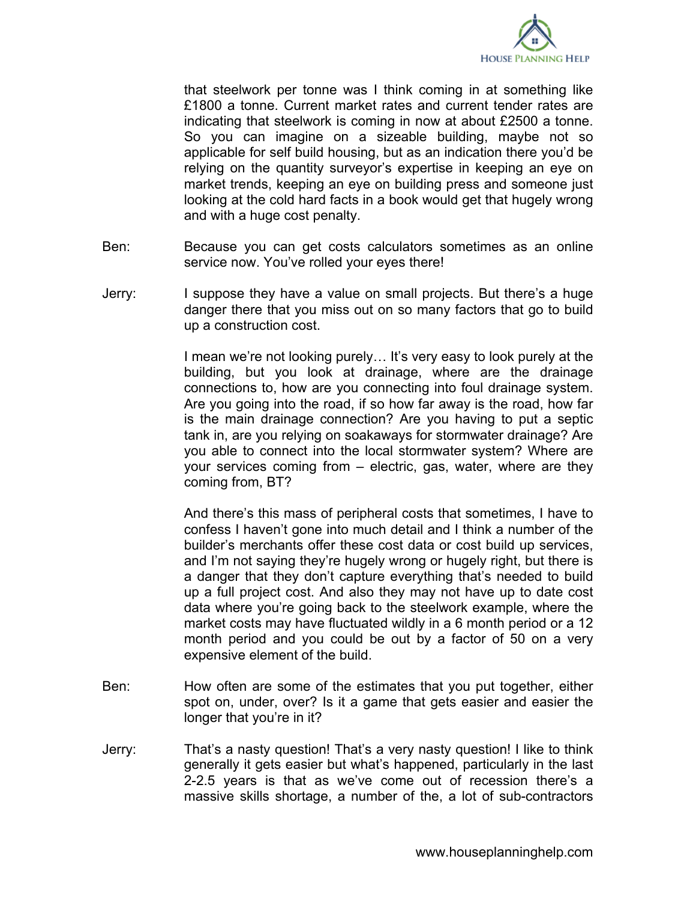that steelwork per tonne was I think coming in at something like £1800 a tonne. Current market rates and current tender rates are indicating that steelwork is coming in now at about £2500 a tonne. So you can imagine on a sizeable building, maybe not so applicable for self build housing, but as an indication there you'd be relying on the quantity surveyor's expertise in keeping an eye on market trends, keeping an eye on building press and someone just looking at the cold hard facts in a book would get that hugely wrong and with a huge cost penalty.

Ben: Because you can get costs calculators sometimes as an online service now. You've rolled your eyes there!

Jerry: I suppose they have a value on small projects. But there's a huge danger there that you miss out on so many factors that go to build up a construction cost.

I mean we're not looking purely… It's very easy to look purely at the building, but you look at drainage, where are the drainage connections to, how are you connecting into foul drainage system. Are you going into the road, if so how far away is the road, how far is the main drainage connection? Are you having to put a septic tank in, are you relying on soakaways for stormwater drainage? Are you able to connect into the local stormwater system? Where are your services coming from – electric, gas, water, where are they coming from, BT?

And there's this mass of peripheral costs that sometimes, I have to confess I haven't gone into much detail and I think a number of the builder's merchants offer these cost data or cost build up services, and I'm not saying they're hugely wrong or hugely right, but there is a danger that they don't capture everything that's needed to build up a full project cost. And also they may not have up to date cost data where you're going back to the steelwork example, where the market costs may have fluctuated wildly in a 6 month period or a 12 month period and you could be out by a factor of 50 on a very expensive element of the build.

Ben: How often are some of the estimates that you put together, either spot on, under, over? Is it a game that gets easier and easier the longer that you're in it?

Jerry: That's a nasty question! That's a very nasty question! I like to think generally it gets easier but what's happened, particularly in the last 2-2.5 years is that as we've come out of recession there's a massive skills shortage, a number of the, a lot of sub-contractors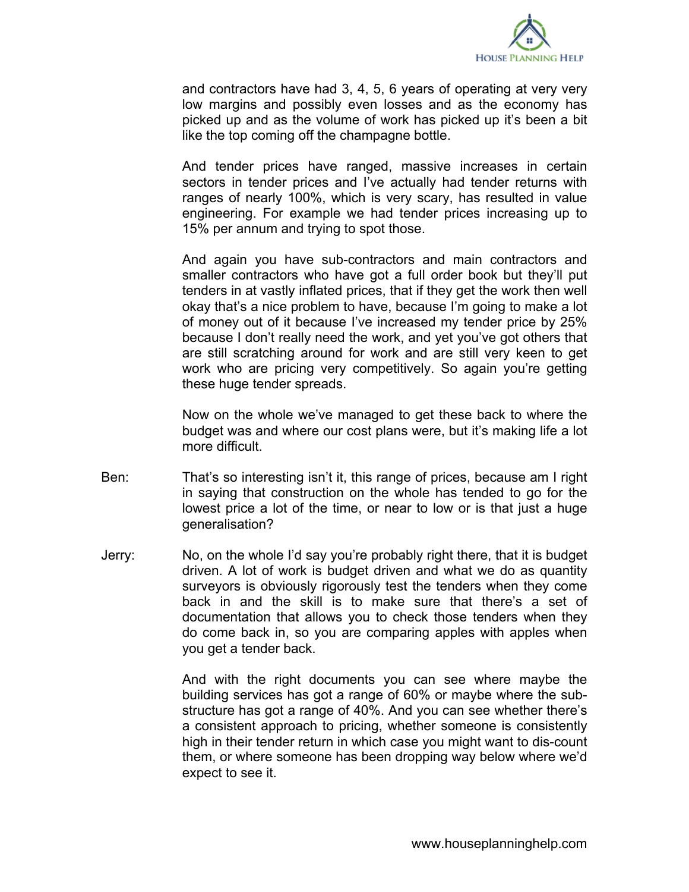and contractors have had 3, 4, 5, 6 years of operating at very very low margins and possibly even losses and as the economy has picked up and as the volume of work has picked up it's been a bit like the top coming off the champagne bottle.

And tender prices have ranged, massive increases in certain sectors in tender prices and I've actually had tender returns with ranges of nearly 100%, which is very scary, has resulted in value engineering. For example we had tender prices increasing up to 15% per annum and trying to spot those.

And again you have sub-contractors and main contractors and smaller contractors who have got a full order book but they'll put tenders in at vastly inflated prices, that if they get the work then well okay that's a nice problem to have, because I'm going to make a lot of money out of it because I've increased my tender price by 25% because I don't really need the work, and yet you've got others that are still scratching around for work and are still very keen to get work who are pricing very competitively. So again you're getting these huge tender spreads.

Now on the whole we've managed to get these back to where the budget was and where our cost plans were, but it's making life a lot more difficult.

Ben: That's so interesting isn't it, this range of prices, because am I right in saying that construction on the whole has tended to go for the lowest price a lot of the time, or near to low or is that just a huge generalisation?

Jerry: No, on the whole I'd say you're probably right there, that it is budget driven. A lot of work is budget driven and what we do as quantity surveyors is obviously rigorously test the tenders when they come back in and the skill is to make sure that there's a set of documentation that allows you to check those tenders when they do come back in, so you are comparing apples with apples when you get a tender back.

And with the right documents you can see where maybe the building services has got a range of 60% or maybe where the sub-structure has got a range of 40%. And you can see whether there's a consistent approach to pricing, whether someone is consistently high in their tender return in which case you might want to dis-count them, or where someone has been dropping way below where we'd expect to see it.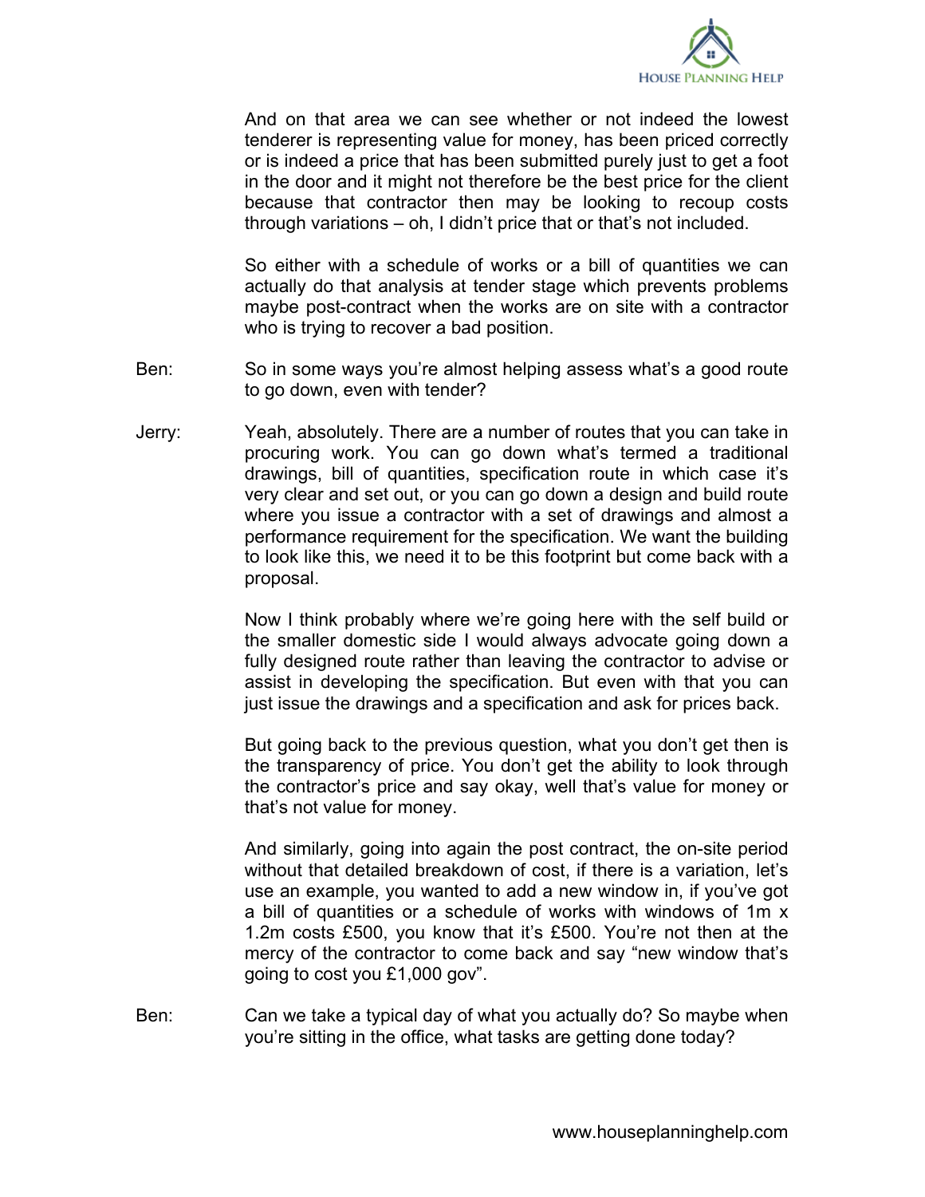And on that area we can see whether or not indeed the lowest tenderer is representing value for money, has been priced correctly or is indeed a price that has been submitted purely just to get a foot in the door and it might not therefore be the best price for the client because that contractor then may be looking to recoup costs through variations – oh, I didn't price that or that's not included.

So either with a schedule of works or a bill of quantities we can actually do that analysis at tender stage which prevents problems maybe post-contract when the works are on site with a contractor who is trying to recover a bad position.

Ben: So in some ways you're almost helping assess what's a good route to go down, even with tender?

Jerry: Yeah, absolutely. There are a number of routes that you can take in procuring work. You can go down what's termed a traditional drawings, bill of quantities, specification route in which case it's very clear and set out, or you can go down a design and build route where you issue a contractor with a set of drawings and almost a performance requirement for the specification. We want the building to look like this, we need it to be this footprint but come back with a proposal.

Now I think probably where we're going here with the self build or the smaller domestic side I would always advocate going down a fully designed route rather than leaving the contractor to advise or assist in developing the specification. But even with that you can just issue the drawings and a specification and ask for prices back.

But going back to the previous question, what you don't get then is the transparency of price. You don't get the ability to look through the contractor's price and say okay, well that's value for money or that's not value for money.

And similarly, going into again the post contract, the on-site period without that detailed breakdown of cost, if there is a variation, let's use an example, you wanted to add a new window in, if you've got a bill of quantities or a schedule of works with windows of 1m x 1.2m costs £500, you know that it's £500. You're not then at the mercy of the contractor to come back and say "new window that's going to cost you £1,000 gov".

Ben: Can we take a typical day of what you actually do? So maybe when you're sitting in the office, what tasks are getting done today?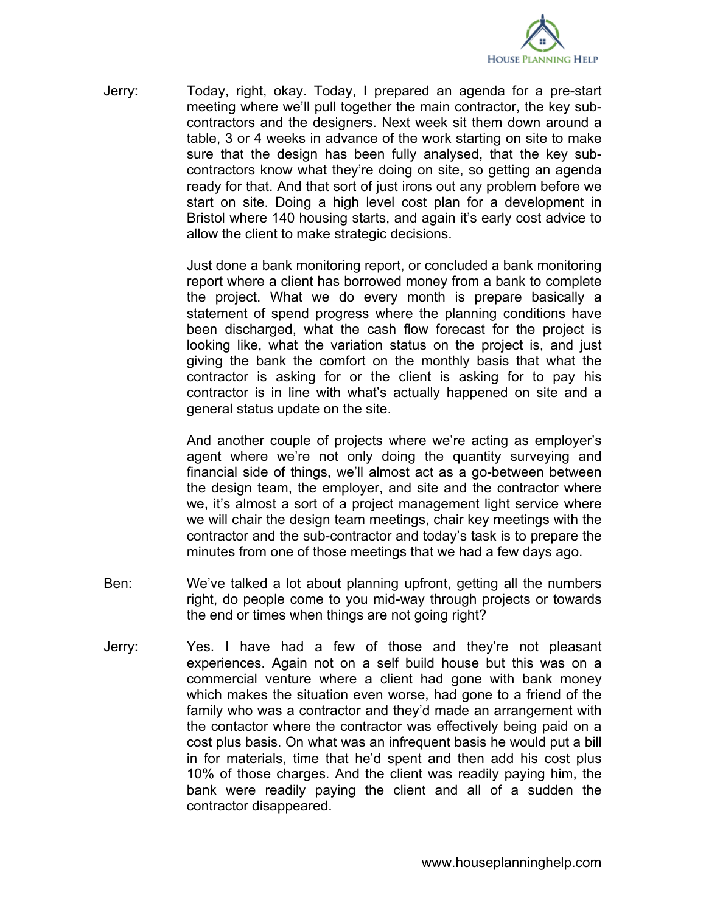Jerry: Today, right, okay. Today, I prepared an agenda for a pre-start meeting where we'll pull together the main contractor, the key sub-contractors and the designers. Next week sit them down around a table, 3 or 4 weeks in advance of the work starting on site to make sure that the design has been fully analysed, that the key sub-contractors know what they're doing on site, so getting an agenda ready for that. And that sort of just irons out any problem before we start on site. Doing a high level cost plan for a development in Bristol where 140 housing starts, and again it's early cost advice to allow the client to make strategic decisions.

Just done a bank monitoring report, or concluded a bank monitoring report where a client has borrowed money from a bank to complete the project. What we do every month is prepare basically a statement of spend progress where the planning conditions have been discharged, what the cash flow forecast for the project is looking like, what the variation status on the project is, and just giving the bank the comfort on the monthly basis that what the contractor is asking for or the client is asking for to pay his contractor is in line with what's actually happened on site and a general status update on the site.

And another couple of projects where we're acting as employer's agent where we're not only doing the quantity surveying and financial side of things, we'll almost act as a go-between between the design team, the employer, and site and the contractor where we, it's almost a sort of a project management light service where we will chair the design team meetings, chair key meetings with the contractor and the sub-contractor and today's task is to prepare the minutes from one of those meetings that we had a few days ago.

Ben: We've talked a lot about planning upfront, getting all the numbers right, do people come to you mid-way through projects or towards the end or times when things are not going right?

Jerry: Yes. I have had a few of those and they're not pleasant experiences. Again not on a self build house but this was on a commercial venture where a client had gone with bank money which makes the situation even worse, had gone to a friend of the family who was a contractor and they'd made an arrangement with the contactor where the contractor was effectively being paid on a cost plus basis. On what was an infrequent basis he would put a bill in for materials, time that he'd spent and then add his cost plus 10% of those charges. And the client was readily paying him, the bank were readily paying the client and all of a sudden the contractor disappeared.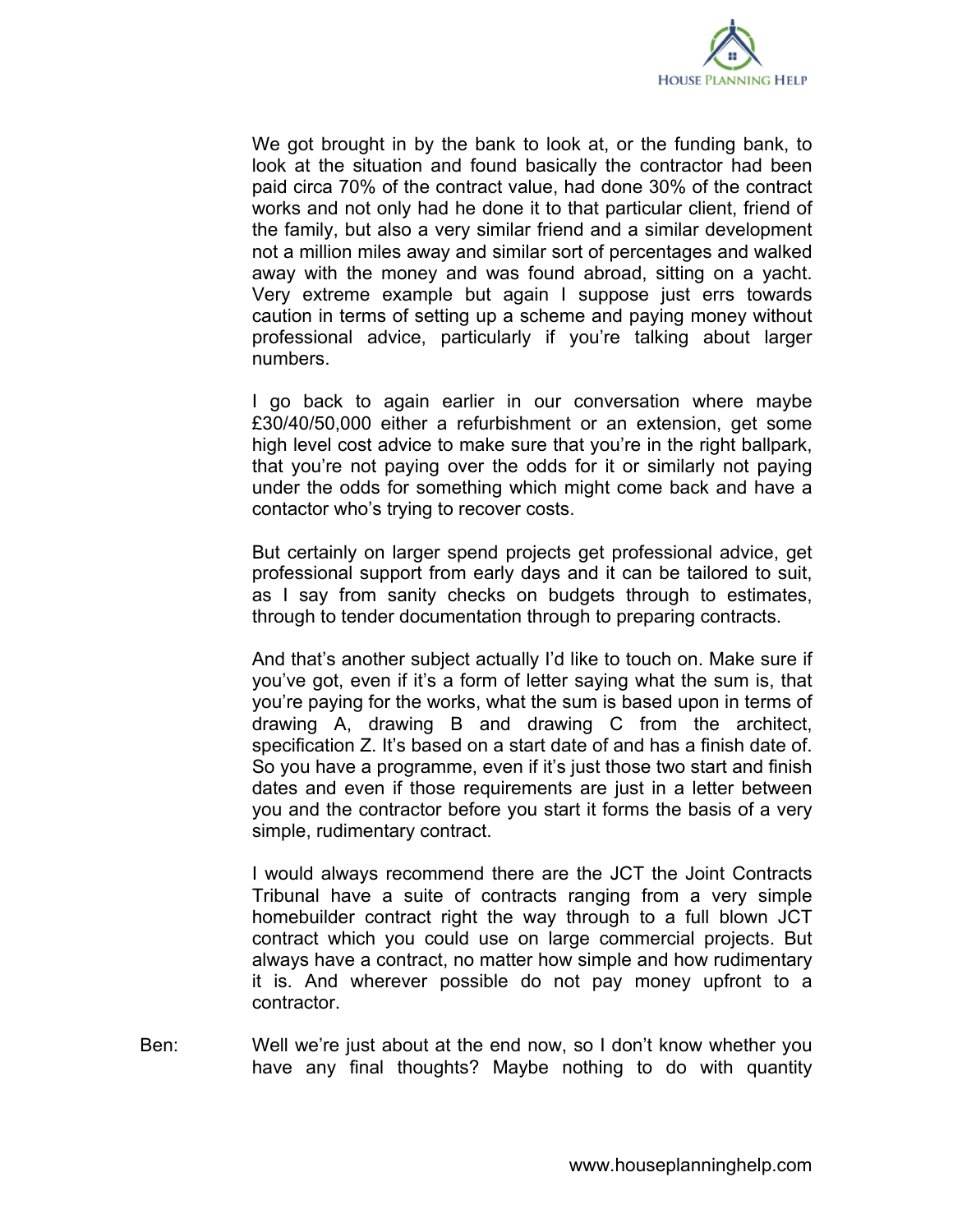We got brought in by the bank to look at, or the funding bank, to look at the situation and found basically the contractor had been paid circa 70% of the contract value, had done 30% of the contract works and not only had he done it to that particular client, friend of the family, but also a very similar friend and a similar development not a million miles away and similar sort of percentages and walked away with the money and was found abroad, sitting on a yacht. Very extreme example but again I suppose just errs towards caution in terms of setting up a scheme and paying money without professional advice, particularly if you're talking about larger numbers.

I go back to again earlier in our conversation where maybe £30/40/50,000 either a refurbishment or an extension, get some high level cost advice to make sure that you're in the right ballpark, that you're not paying over the odds for it or similarly not paying under the odds for something which might come back and have a contactor who's trying to recover costs.

But certainly on larger spend projects get professional advice, get professional support from early days and it can be tailored to suit, as I say from sanity checks on budgets through to estimates, through to tender documentation through to preparing contracts.

And that's another subject actually I'd like to touch on. Make sure if you've got, even if it's a form of letter saying what the sum is, that you're paying for the works, what the sum is based upon in terms of drawing A, drawing B and drawing C from the architect, specification Z. It's based on a start date of and has a finish date of. So you have a programme, even if it's just those two start and finish dates and even if those requirements are just in a letter between you and the contractor before you start it forms the basis of a very simple, rudimentary contract.

I would always recommend there are the JCT the Joint Contracts Tribunal have a suite of contracts ranging from a very simple homebuilder contract right the way through to a full blown JCT contract which you could use on large commercial projects. But always have a contract, no matter how simple and how rudimentary it is. And wherever possible do not pay money upfront to a contractor.

Ben: Well we're just about at the end now, so I don't know whether you have any final thoughts? Maybe nothing to do with quantity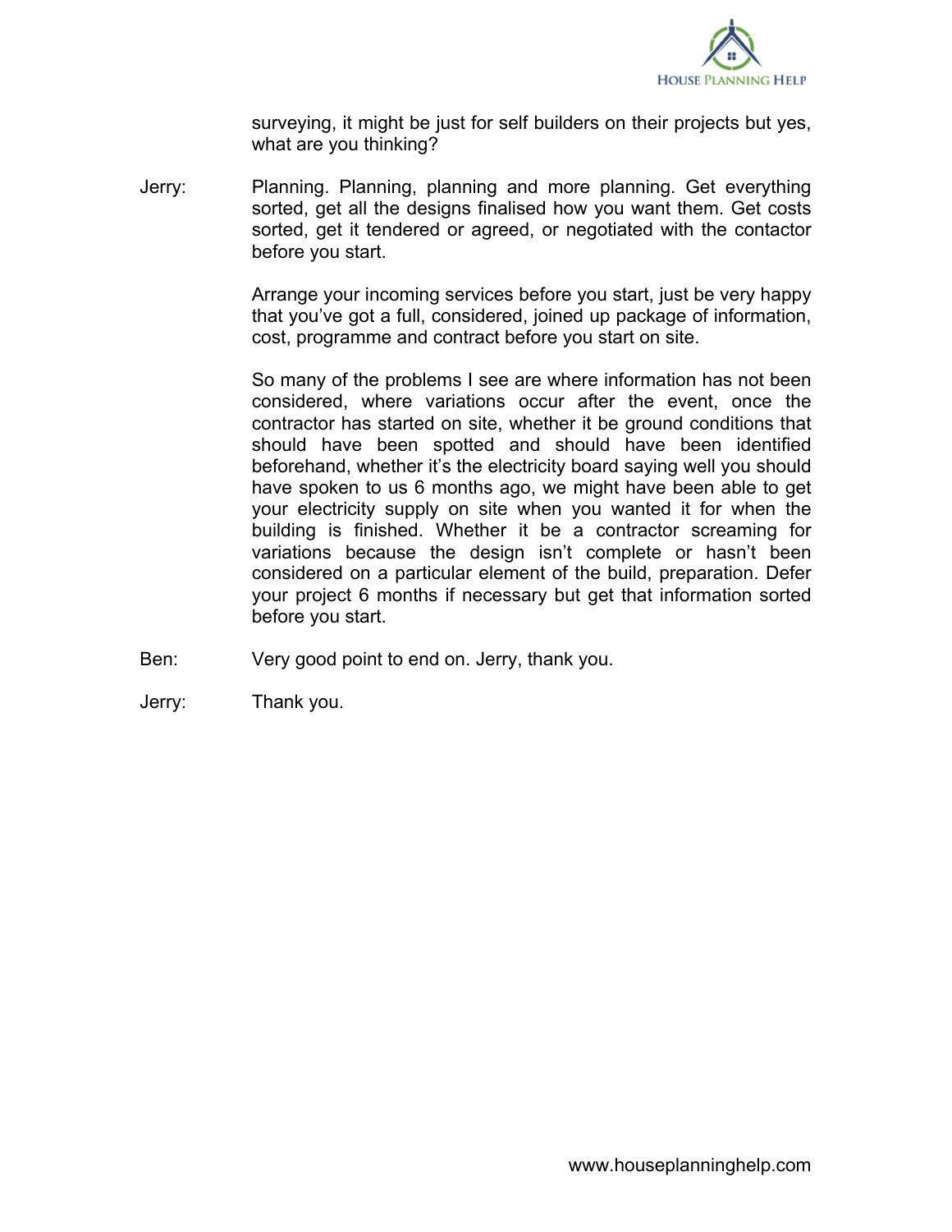surveying, it might be just for self builders on their projects but yes, what are you thinking?

Jerry: Planning. Planning, planning and more planning. Get everything sorted, get all the designs finalised how you want them. Get costs sorted, get it tendered or agreed, or negotiated with the contactor before you start.

Arrange your incoming services before you start, just be very happy that you've got a full, considered, joined up package of information, cost, programme and contract before you start on site.

So many of the problems I see are where information has not been considered, where variations occur after the event, once the contractor has started on site, whether it be ground conditions that should have been spotted and should have been identified beforehand, whether it's the electricity board saying well you should have spoken to us 6 months ago, we might have been able to get your electricity supply on site when you wanted it for when the building is finished. Whether it be a contractor screaming for variations because the design isn't complete or hasn't been considered on a particular element of the build, preparation. Defer your project 6 months if necessary but get that information sorted before you start.

Ben: Very good point to end on. Jerry, thank you.

Jerry: Thank you.